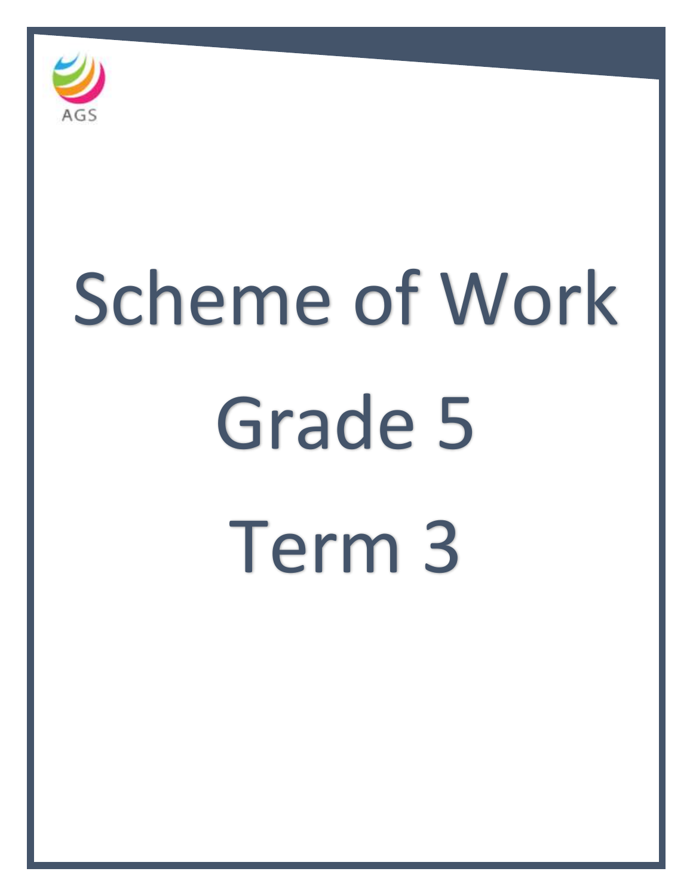AGS

# Scheme of Work

# Grade 5

# Term 3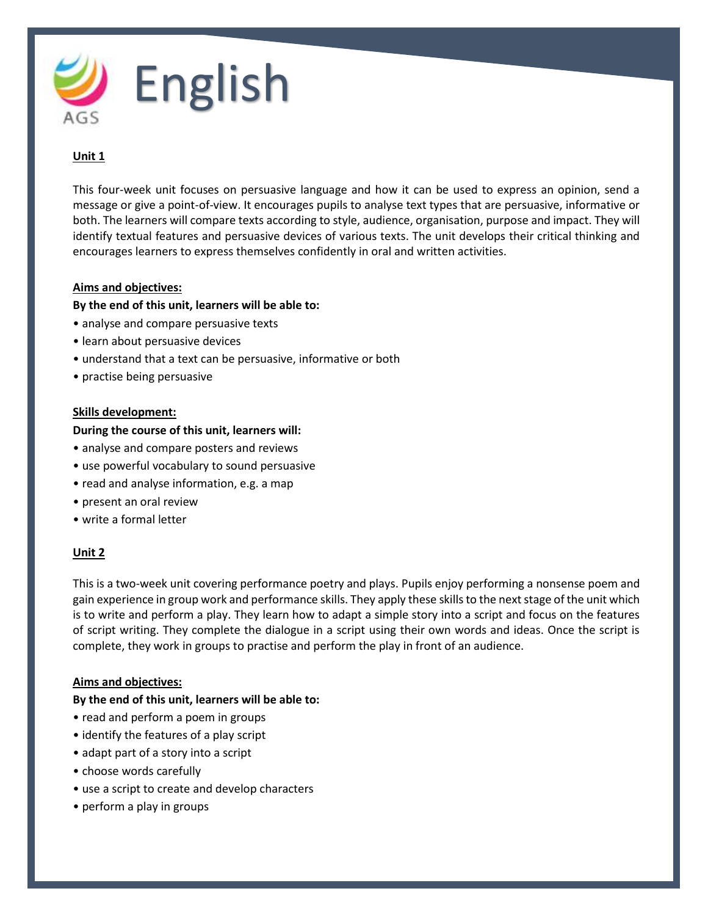# English

**Unit 1**

This four-week unit focuses on persuasive language and how it can be used to express an opinion, send a message or give a point-of-view. It encourages pupils to analyse text types that are persuasive, informative or both. The learners will compare texts according to style, audience, organisation, purpose and impact. They will identify textual features and persuasive devices of various texts. The unit develops their critical thinking and encourages learners to express themselves confidently in oral and written activities.

**Aims and objectives:**

**By the end of this unit, learners will be able to:**

- analyse and compare persuasive texts
- learn about persuasive devices
- understand that a text can be persuasive, informative or both
- practise being persuasive

**Skills development:**

**During the course of this unit, learners will:**

- analyse and compare posters and reviews
- use powerful vocabulary to sound persuasive
- read and analyse information, e.g. a map
- present an oral review
- write a formal letter

**Unit 2**

This is a two-week unit covering performance poetry and plays. Pupils enjoy performing a nonsense poem and gain experience in group work and performance skills. They apply these skills to the next stage of the unit which is to write and perform a play. They learn how to adapt a simple story into a script and focus on the features of script writing. They complete the dialogue in a script using their own words and ideas. Once the script is complete, they work in groups to practise and perform the play in front of an audience.

**Aims and objectives:**

**By the end of this unit, learners will be able to:**

- read and perform a poem in groups
- identify the features of a play script
- adapt part of a story into a script
- choose words carefully
- use a script to create and develop characters
- perform a play in groups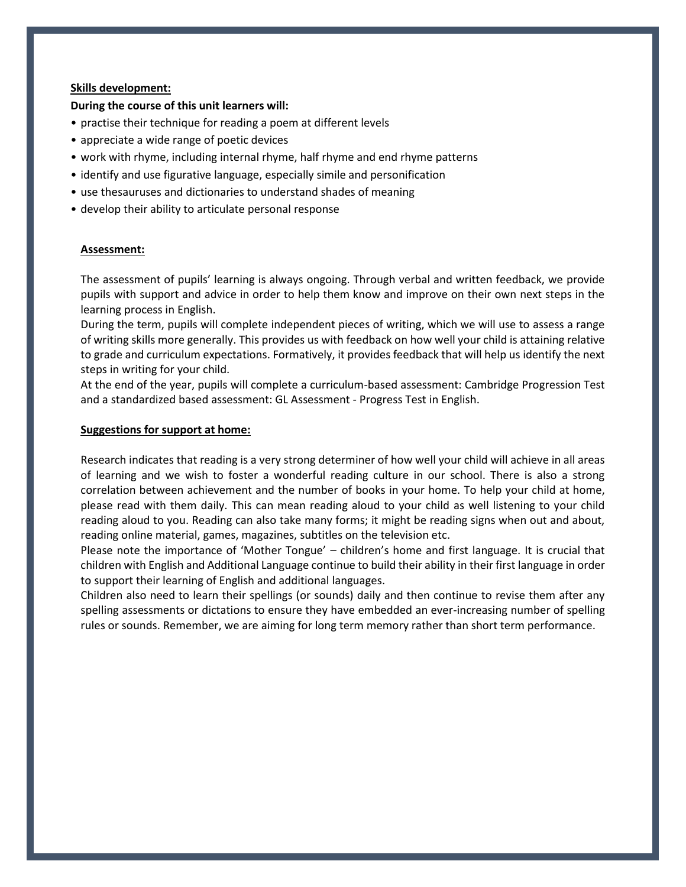**Skills development:**

**During the course of this unit learners will:**

- practise their technique for reading a poem at different levels
- appreciate a wide range of poetic devices
- work with rhyme, including internal rhyme, half rhyme and end rhyme patterns
- identify and use figurative language, especially simile and personification
- use thesauruses and dictionaries to understand shades of meaning
- develop their ability to articulate personal response

**Assessment:**

The assessment of pupils' learning is always ongoing. Through verbal and written feedback, we provide pupils with support and advice in order to help them know and improve on their own next steps in the learning process in English.

During the term, pupils will complete independent pieces of writing, which we will use to assess a range of writing skills more generally. This provides us with feedback on how well your child is attaining relative to grade and curriculum expectations. Formatively, it provides feedback that will help us identify the next steps in writing for your child.

At the end of the year, pupils will complete a curriculum-based assessment: Cambridge Progression Test and a standardized based assessment: GL Assessment - Progress Test in English.

**Suggestions for support at home:**

Research indicates that reading is a very strong determiner of how well your child will achieve in all areas of learning and we wish to foster a wonderful reading culture in our school. There is also a strong correlation between achievement and the number of books in your home. To help your child at home, please read with them daily. This can mean reading aloud to your child as well listening to your child reading aloud to you. Reading can also take many forms; it might be reading signs when out and about, reading online material, games, magazines, subtitles on the television etc.

Please note the importance of 'Mother Tongue' – children's home and first language. It is crucial that children with English and Additional Language continue to build their ability in their first language in order to support their learning of English and additional languages.

Children also need to learn their spellings (or sounds) daily and then continue to revise them after any spelling assessments or dictations to ensure they have embedded an ever-increasing number of spelling rules or sounds. Remember, we are aiming for long term memory rather than short term performance.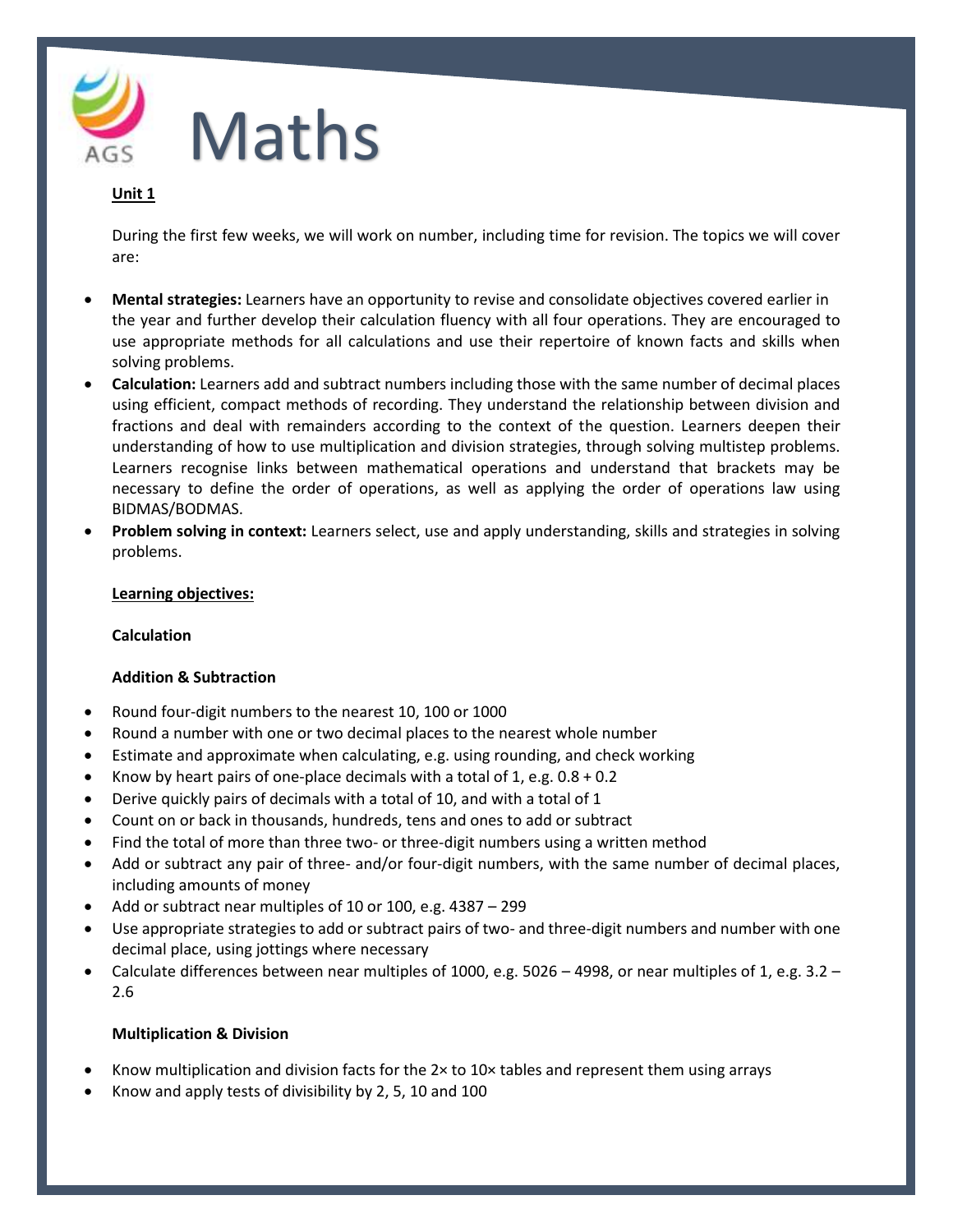# Maths

**Unit 1**

During the first few weeks, we will work on number, including time for revision. The topics we will cover are:

- **Mental strategies:** Learners have an opportunity to revise and consolidate objectives covered earlier in the year and further develop their calculation fluency with all four operations. They are encouraged to use appropriate methods for all calculations and use their repertoire of known facts and skills when solving problems.
- **Calculation:** Learners add and subtract numbers including those with the same number of decimal places using efficient, compact methods of recording. They understand the relationship between division and fractions and deal with remainders according to the context of the question. Learners deepen their understanding of how to use multiplication and division strategies, through solving multistep problems. Learners recognise links between mathematical operations and understand that brackets may be necessary to define the order of operations, as well as applying the order of operations law using BIDMAS/BODMAS.
- **Problem solving in context:** Learners select, use and apply understanding, skills and strategies in solving problems.

**Learning objectives:**

**Calculation**

**Addition & Subtraction**

- Round four-digit numbers to the nearest 10, 100 or 1000
- Round a number with one or two decimal places to the nearest whole number
- Estimate and approximate when calculating, e.g. using rounding, and check working
- Know by heart pairs of one-place decimals with a total of 1, e.g. 0.8 + 0.2
- Derive quickly pairs of decimals with a total of 10, and with a total of 1
- Count on or back in thousands, hundreds, tens and ones to add or subtract
- Find the total of more than three two- or three-digit numbers using a written method
- Add or subtract any pair of three- and/or four-digit numbers, with the same number of decimal places, including amounts of money
- Add or subtract near multiples of 10 or 100, e.g. 4387 – 299
- Use appropriate strategies to add or subtract pairs of two- and three-digit numbers and number with one decimal place, using jottings where necessary
- Calculate differences between near multiples of 1000, e.g. 5026 – 4998, or near multiples of 1, e.g. 3.2 – 2.6

**Multiplication & Division**

- Know multiplication and division facts for the 2× to 10× tables and represent them using arrays
- Know and apply tests of divisibility by 2, 5, 10 and 100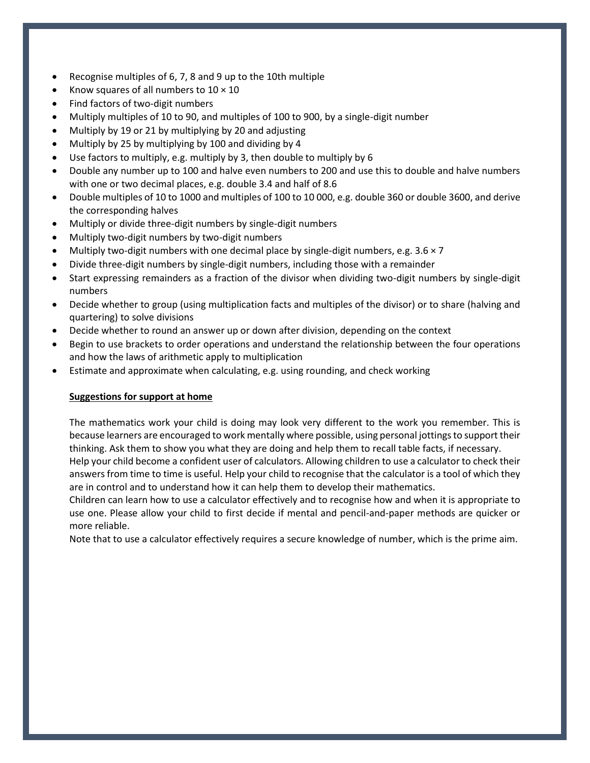- Recognise multiples of 6, 7, 8 and 9 up to the 10th multiple
- Know squares of all numbers to $10 \times 10$
- Find factors of two-digit numbers
- Multiply multiples of 10 to 90, and multiples of 100 to 900, by a single-digit number
- Multiply by 19 or 21 by multiplying by 20 and adjusting
- Multiply by 25 by multiplying by 100 and dividing by 4
- Use factors to multiply, e.g. multiply by 3, then double to multiply by 6
- Double any number up to 100 and halve even numbers to 200 and use this to double and halve numbers with one or two decimal places, e.g. double 3.4 and half of 8.6
- Double multiples of 10 to 1000 and multiples of 100 to 10 000, e.g. double 360 or double 3600, and derive the corresponding halves
- Multiply or divide three-digit numbers by single-digit numbers
- Multiply two-digit numbers by two-digit numbers
- Multiply two-digit numbers with one decimal place by single-digit numbers, e.g. $3.6 \times 7$
- Divide three-digit numbers by single-digit numbers, including those with a remainder
- Start expressing remainders as a fraction of the divisor when dividing two-digit numbers by single-digit numbers
- Decide whether to group (using multiplication facts and multiples of the divisor) or to share (halving and quartering) to solve divisions
- Decide whether to round an answer up or down after division, depending on the context
- Begin to use brackets to order operations and understand the relationship between the four operations and how the laws of arithmetic apply to multiplication
- Estimate and approximate when calculating, e.g. using rounding, and check working

**Suggestions for support at home**

The mathematics work your child is doing may look very different to the work you remember. This is because learners are encouraged to work mentally where possible, using personal jottings to support their thinking. Ask them to show you what they are doing and help them to recall table facts, if necessary.
Help your child become a confident user of calculators. Allowing children to use a calculator to check their answers from time to time is useful. Help your child to recognise that the calculator is a tool of which they are in control and to understand how it can help them to develop their mathematics.
Children can learn how to use a calculator effectively and to recognise how and when it is appropriate to use one. Please allow your child to first decide if mental and pencil-and-paper methods are quicker or more reliable.
Note that to use a calculator effectively requires a secure knowledge of number, which is the prime aim.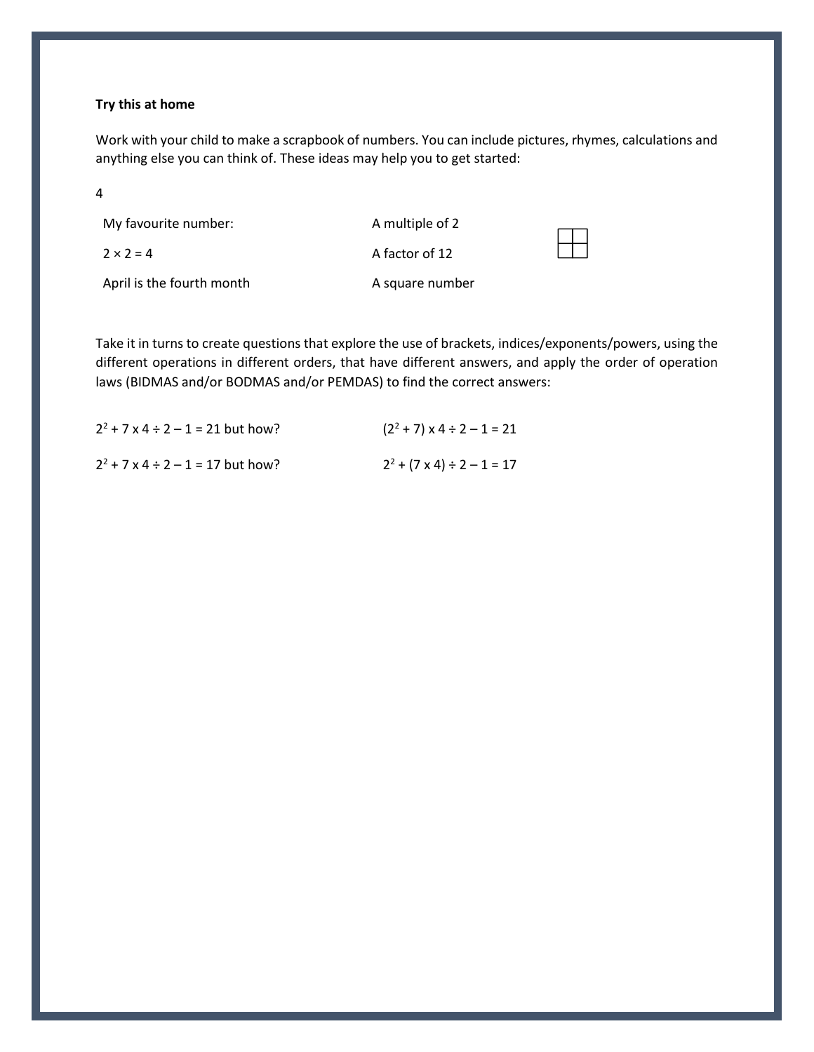**Try this at home**

Work with your child to make a scrapbook of numbers. You can include pictures, rhymes, calculations and anything else you can think of. These ideas may help you to get started:

4

| | |
|---|---|
| My favourite number: | A multiple of 2 |
| $2 \times 2 = 4$ | A factor of 12 |
| April is the fourth month | A square number |

Take it in turns to create questions that explore the use of brackets, indices/exponents/powers, using the different operations in different orders, that have different answers, and apply the order of operation laws (BIDMAS and/or BODMAS and/or PEMDAS) to find the correct answers:

$2^2 + 7 \times 4 \div 2 - 1 = 21$ but how? $(2^2 + 7) \times 4 \div 2 - 1 = 21$

$2^2 + 7 \times 4 \div 2 - 1 = 17$ but how? $2^2 + (7 \times 4) \div 2 - 1 = 17$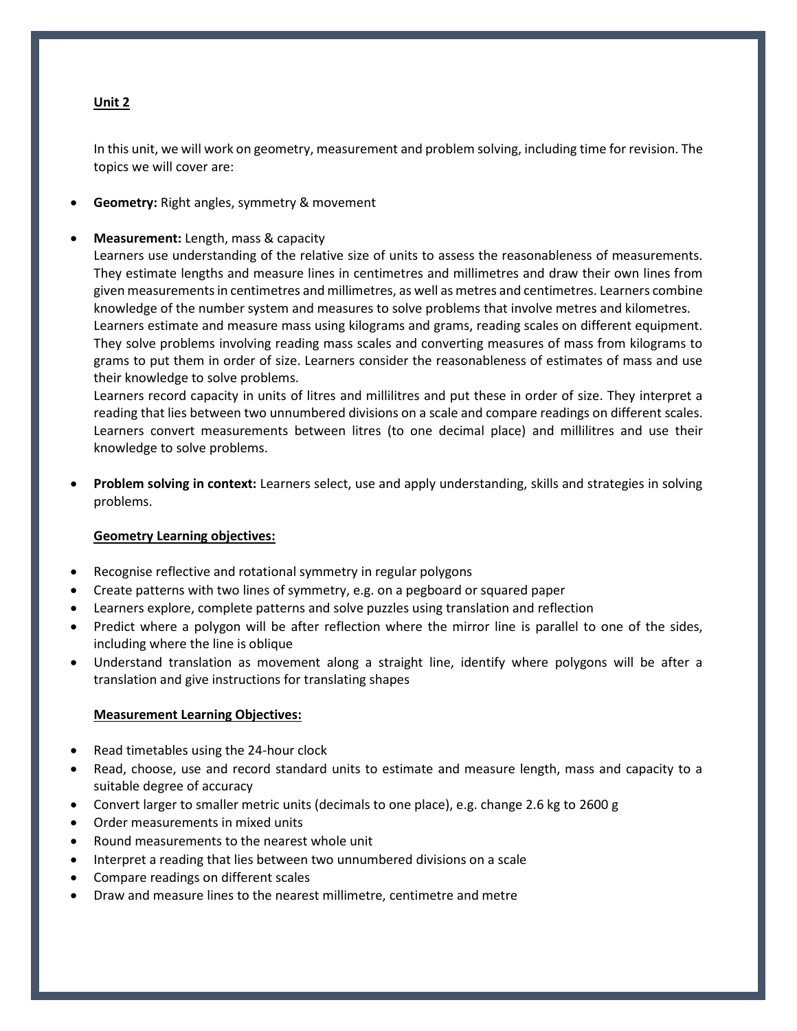**Unit 2**

In this unit, we will work on geometry, measurement and problem solving, including time for revision. The topics we will cover are:

- **Geometry:** Right angles, symmetry & movement
- **Measurement:** Length, mass & capacity
  Learners use understanding of the relative size of units to assess the reasonableness of measurements. They estimate lengths and measure lines in centimetres and millimetres and draw their own lines from given measurements in centimetres and millimetres, as well as metres and centimetres. Learners combine knowledge of the number system and measures to solve problems that involve metres and kilometres.
  Learners estimate and measure mass using kilograms and grams, reading scales on different equipment. They solve problems involving reading mass scales and converting measures of mass from kilograms to grams to put them in order of size. Learners consider the reasonableness of estimates of mass and use their knowledge to solve problems.
  Learners record capacity in units of litres and millilitres and put these in order of size. They interpret a reading that lies between two unnumbered divisions on a scale and compare readings on different scales. Learners convert measurements between litres (to one decimal place) and millilitres and use their knowledge to solve problems.
- **Problem solving in context:** Learners select, use and apply understanding, skills and strategies in solving problems.

**Geometry Learning objectives:**

- Recognise reflective and rotational symmetry in regular polygons
- Create patterns with two lines of symmetry, e.g. on a pegboard or squared paper
- Learners explore, complete patterns and solve puzzles using translation and reflection
- Predict where a polygon will be after reflection where the mirror line is parallel to one of the sides, including where the line is oblique
- Understand translation as movement along a straight line, identify where polygons will be after a translation and give instructions for translating shapes

**Measurement Learning Objectives:**

- Read timetables using the 24-hour clock
- Read, choose, use and record standard units to estimate and measure length, mass and capacity to a suitable degree of accuracy
- Convert larger to smaller metric units (decimals to one place), e.g. change 2.6 kg to 2600 g
- Order measurements in mixed units
- Round measurements to the nearest whole unit
- Interpret a reading that lies between two unnumbered divisions on a scale
- Compare readings on different scales
- Draw and measure lines to the nearest millimetre, centimetre and metre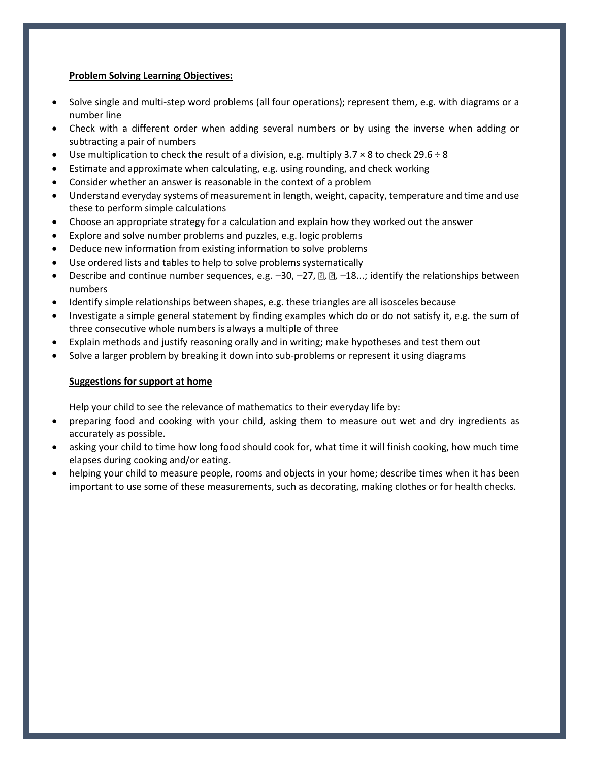**Problem Solving Learning Objectives:**

- Solve single and multi-step word problems (all four operations); represent them, e.g. with diagrams or a number line
- Check with a different order when adding several numbers or by using the inverse when adding or subtracting a pair of numbers
- Use multiplication to check the result of a division, e.g. multiply $3.7 \times 8$ to check $29.6 \div 8$
- Estimate and approximate when calculating, e.g. using rounding, and check working
- Consider whether an answer is reasonable in the context of a problem
- Understand everyday systems of measurement in length, weight, capacity, temperature and time and use these to perform simple calculations
- Choose an appropriate strategy for a calculation and explain how they worked out the answer
- Explore and solve number problems and puzzles, e.g. logic problems
- Deduce new information from existing information to solve problems
- Use ordered lists and tables to help to solve problems systematically
- Describe and continue number sequences, e.g. –30, –27, ▯, ▯, –18...; identify the relationships between numbers
- Identify simple relationships between shapes, e.g. these triangles are all isosceles because
- Investigate a simple general statement by finding examples which do or do not satisfy it, e.g. the sum of three consecutive whole numbers is always a multiple of three
- Explain methods and justify reasoning orally and in writing; make hypotheses and test them out
- Solve a larger problem by breaking it down into sub-problems or represent it using diagrams

**Suggestions for support at home**

Help your child to see the relevance of mathematics to their everyday life by:

- preparing food and cooking with your child, asking them to measure out wet and dry ingredients as accurately as possible.
- asking your child to time how long food should cook for, what time it will finish cooking, how much time elapses during cooking and/or eating.
- helping your child to measure people, rooms and objects in your home; describe times when it has been important to use some of these measurements, such as decorating, making clothes or for health checks.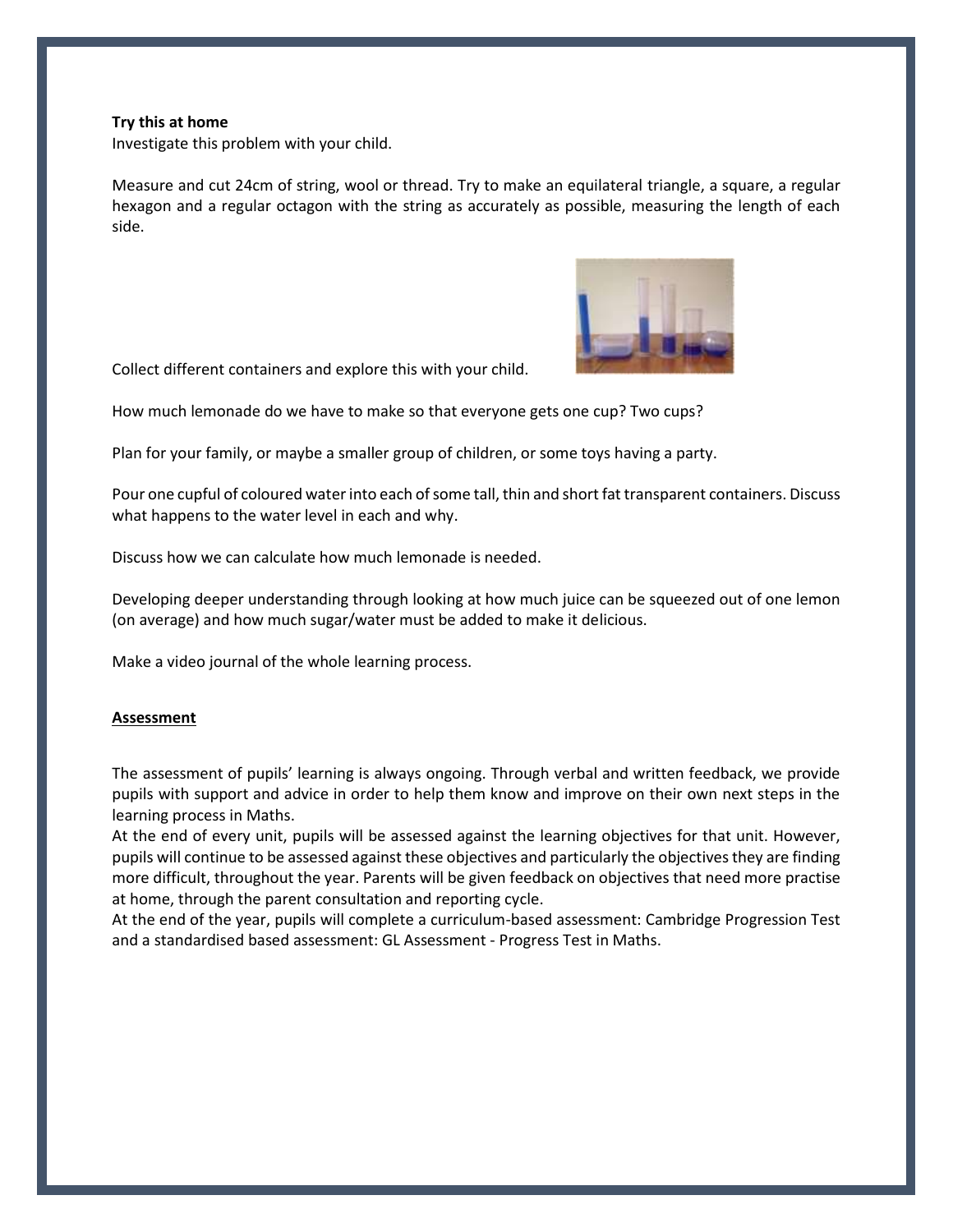**Try this at home**

Investigate this problem with your child.

Measure and cut 24cm of string, wool or thread. Try to make an equilateral triangle, a square, a regular hexagon and a regular octagon with the string as accurately as possible, measuring the length of each side.

Collect different containers and explore this with your child.

How much lemonade do we have to make so that everyone gets one cup? Two cups?

Plan for your family, or maybe a smaller group of children, or some toys having a party.

Pour one cupful of coloured water into each of some tall, thin and short fat transparent containers. Discuss what happens to the water level in each and why.

Discuss how we can calculate how much lemonade is needed.

Developing deeper understanding through looking at how much juice can be squeezed out of one lemon (on average) and how much sugar/water must be added to make it delicious.

Make a video journal of the whole learning process.

## Assessment

The assessment of pupils' learning is always ongoing. Through verbal and written feedback, we provide pupils with support and advice in order to help them know and improve on their own next steps in the learning process in Maths.

At the end of every unit, pupils will be assessed against the learning objectives for that unit. However, pupils will continue to be assessed against these objectives and particularly the objectives they are finding more difficult, throughout the year. Parents will be given feedback on objectives that need more practise at home, through the parent consultation and reporting cycle.

At the end of the year, pupils will complete a curriculum-based assessment: Cambridge Progression Test and a standardised based assessment: GL Assessment - Progress Test in Maths.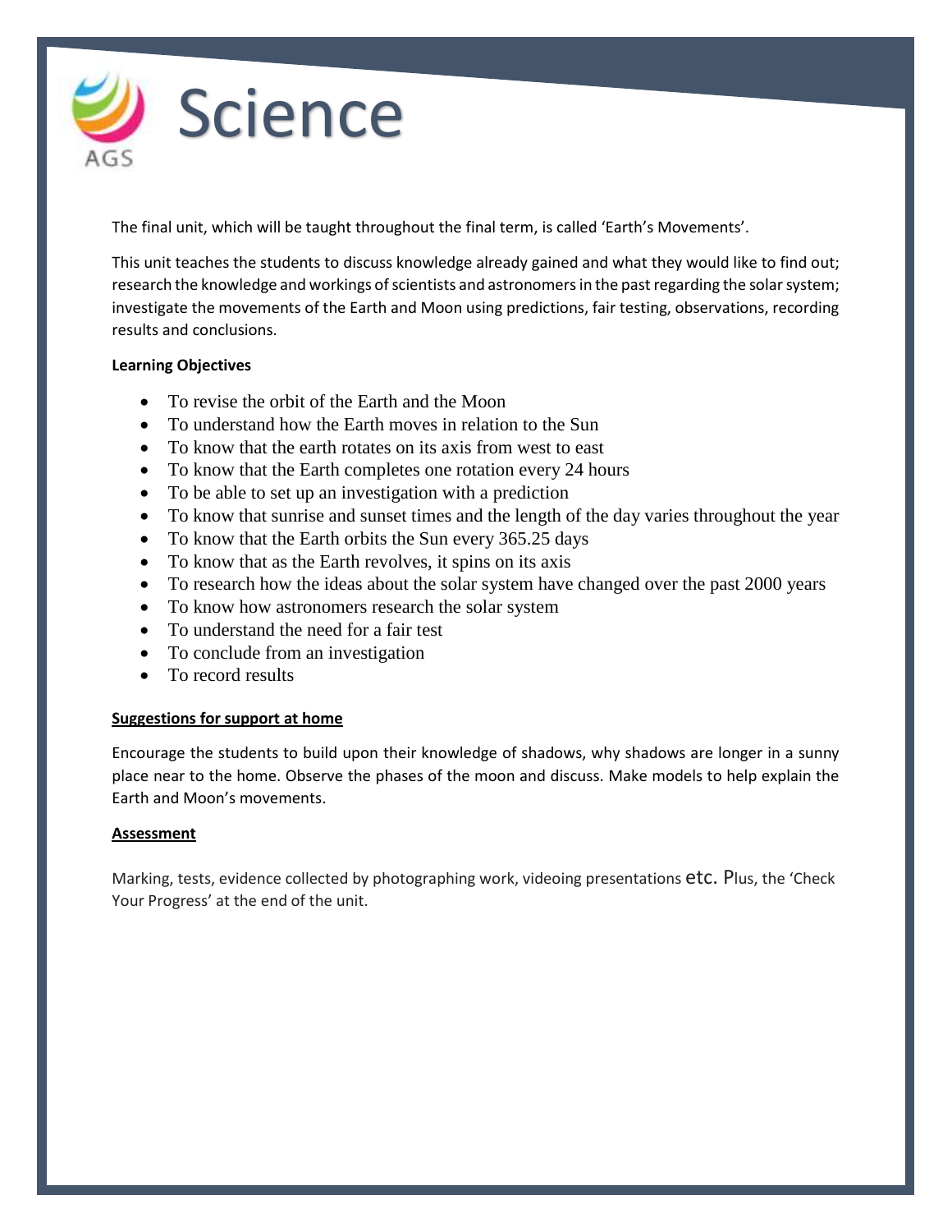# Science

The final unit, which will be taught throughout the final term, is called 'Earth's Movements'.

This unit teaches the students to discuss knowledge already gained and what they would like to find out; research the knowledge and workings of scientists and astronomers in the past regarding the solar system; investigate the movements of the Earth and Moon using predictions, fair testing, observations, recording results and conclusions.

**Learning Objectives**

- To revise the orbit of the Earth and the Moon
- To understand how the Earth moves in relation to the Sun
- To know that the earth rotates on its axis from west to east
- To know that the Earth completes one rotation every 24 hours
- To be able to set up an investigation with a prediction
- To know that sunrise and sunset times and the length of the day varies throughout the year
- To know that the Earth orbits the Sun every 365.25 days
- To know that as the Earth revolves, it spins on its axis
- To research how the ideas about the solar system have changed over the past 2000 years
- To know how astronomers research the solar system
- To understand the need for a fair test
- To conclude from an investigation
- To record results

**Suggestions for support at home**

Encourage the students to build upon their knowledge of shadows, why shadows are longer in a sunny place near to the home. Observe the phases of the moon and discuss. Make models to help explain the Earth and Moon's movements.

**Assessment**

Marking, tests, evidence collected by photographing work, videoing presentations etc. Plus, the 'Check Your Progress' at the end of the unit.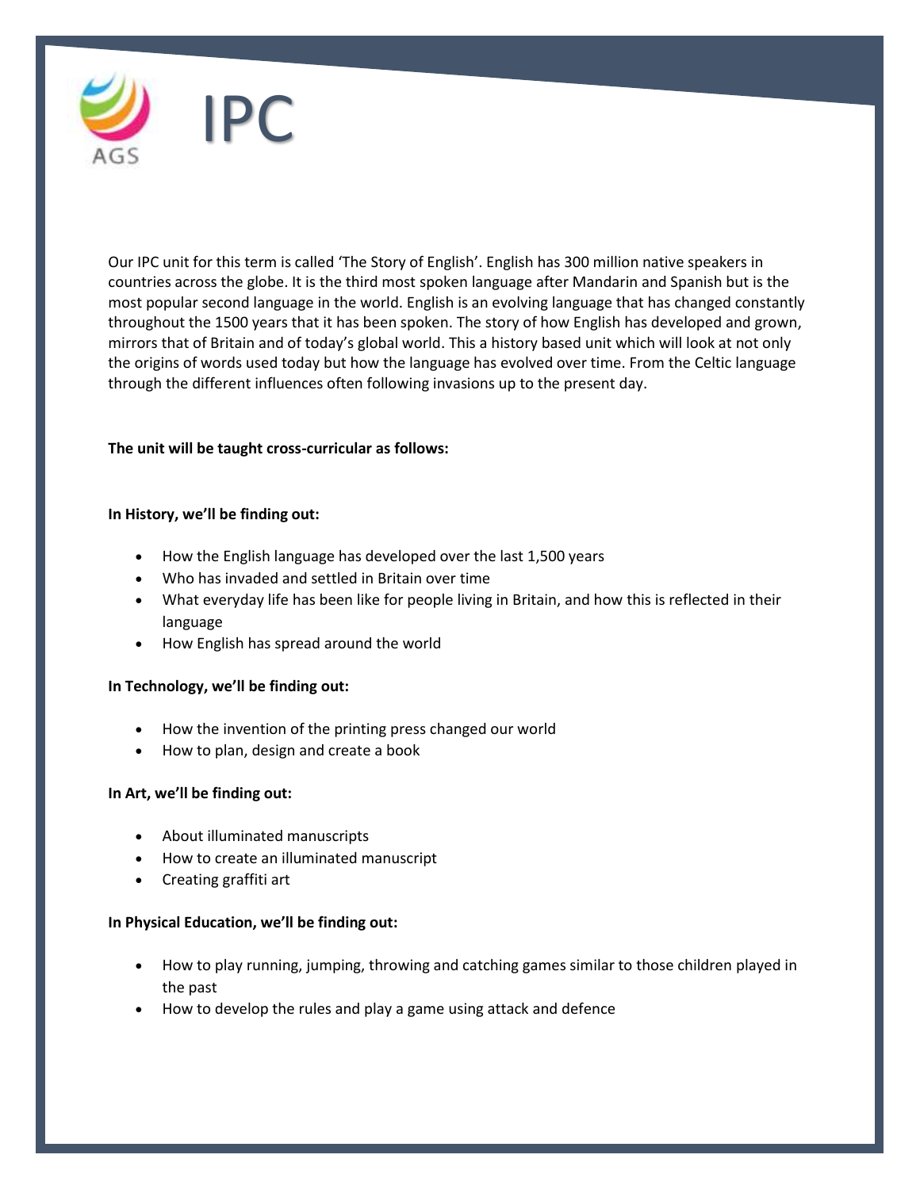# IPC

Our IPC unit for this term is called 'The Story of English'. English has 300 million native speakers in countries across the globe. It is the third most spoken language after Mandarin and Spanish but is the most popular second language in the world. English is an evolving language that has changed constantly throughout the 1500 years that it has been spoken. The story of how English has developed and grown, mirrors that of Britain and of today's global world. This a history based unit which will look at not only the origins of words used today but how the language has evolved over time. From the Celtic language through the different influences often following invasions up to the present day.

**The unit will be taught cross-curricular as follows:**

**In History, we'll be finding out:**

- How the English language has developed over the last 1,500 years
- Who has invaded and settled in Britain over time
- What everyday life has been like for people living in Britain, and how this is reflected in their language
- How English has spread around the world

**In Technology, we'll be finding out:**

- How the invention of the printing press changed our world
- How to plan, design and create a book

**In Art, we'll be finding out:**

- About illuminated manuscripts
- How to create an illuminated manuscript
- Creating graffiti art

**In Physical Education, we'll be finding out:**

- How to play running, jumping, throwing and catching games similar to those children played in the past
- How to develop the rules and play a game using attack and defence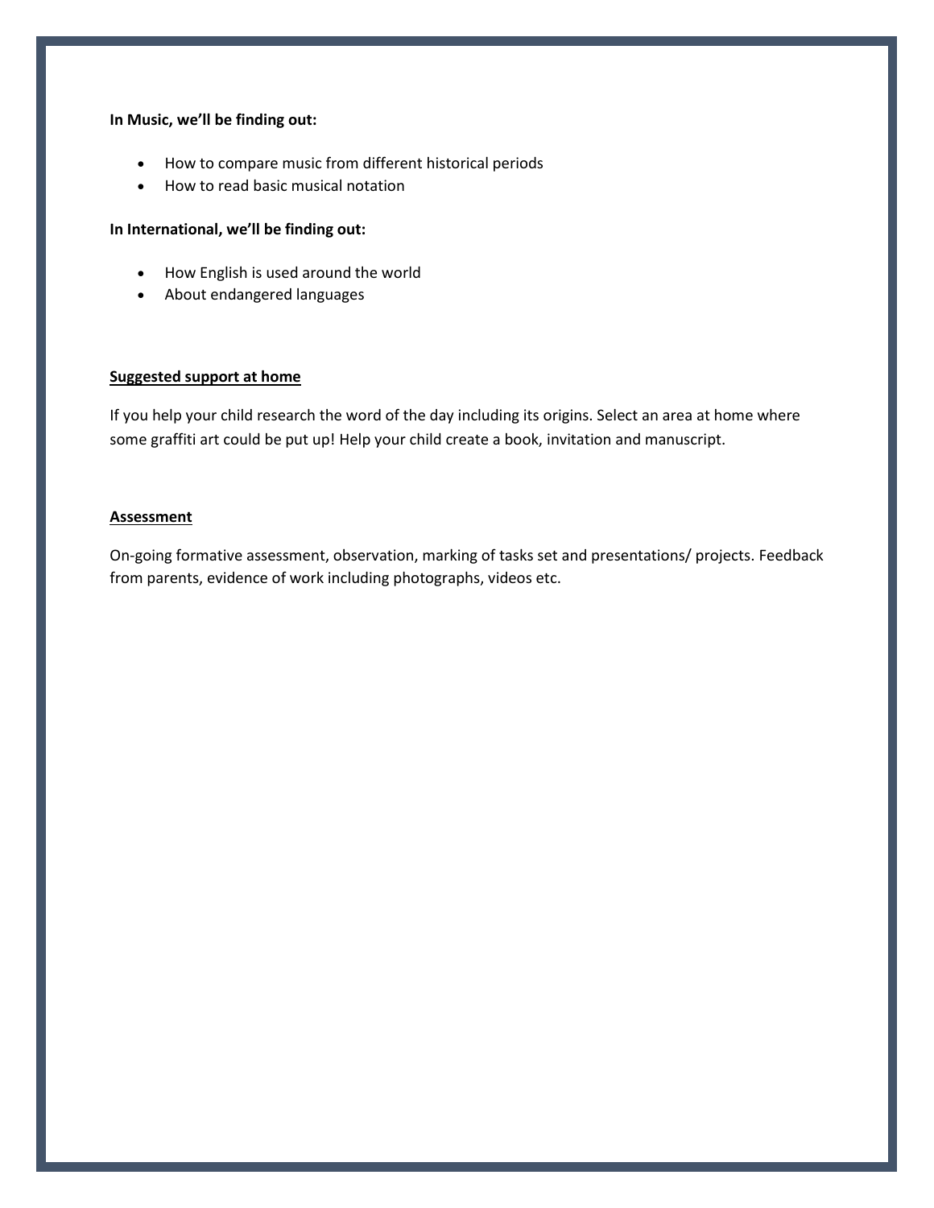**In Music, we'll be finding out:**

- How to compare music from different historical periods
- How to read basic musical notation

**In International, we'll be finding out:**

- How English is used around the world
- About endangered languages

**Suggested support at home**

If you help your child research the word of the day including its origins. Select an area at home where some graffiti art could be put up! Help your child create a book, invitation and manuscript.

**Assessment**

On-going formative assessment, observation, marking of tasks set and presentations/ projects. Feedback from parents, evidence of work including photographs, videos etc.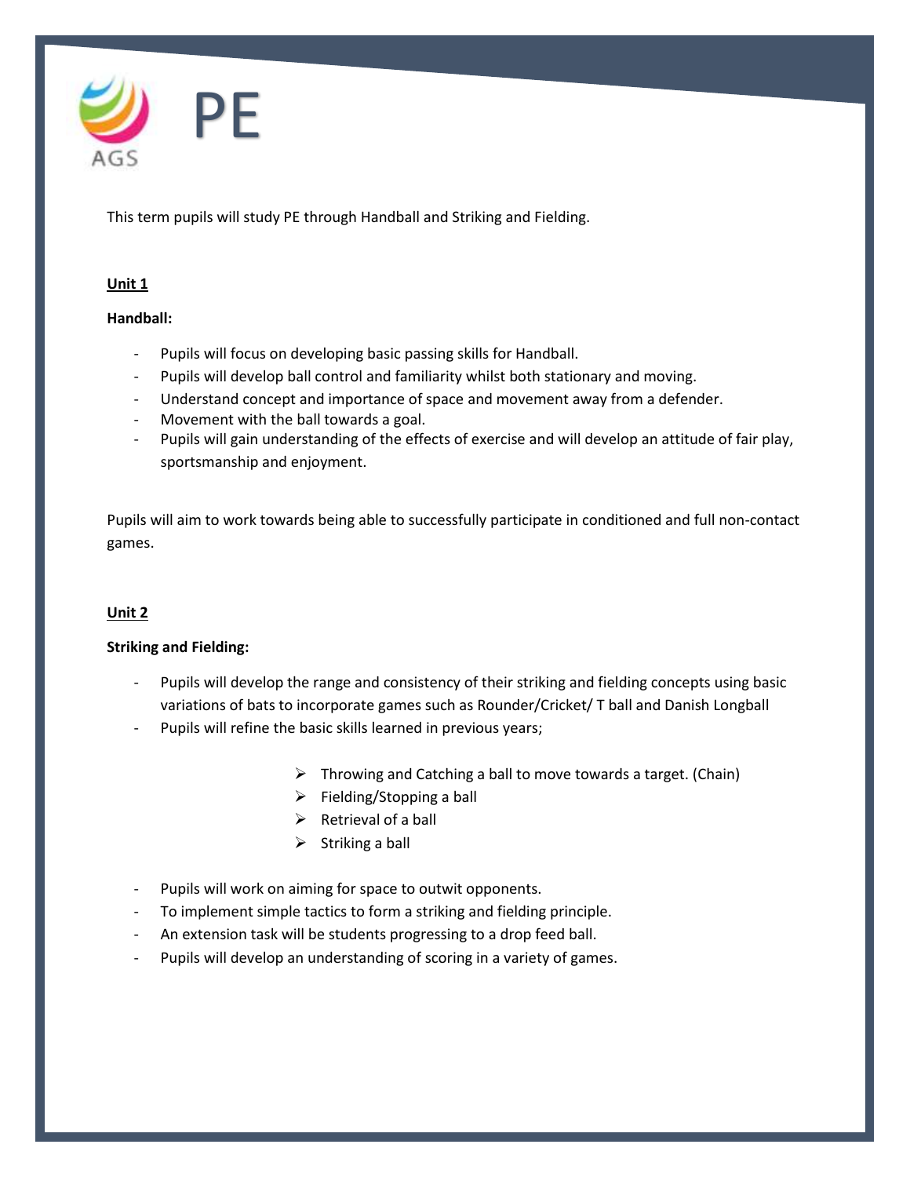AGS

# PE

This term pupils will study PE through Handball and Striking and Fielding.

**Unit 1**

**Handball:**

- Pupils will focus on developing basic passing skills for Handball.
- Pupils will develop ball control and familiarity whilst both stationary and moving.
- Understand concept and importance of space and movement away from a defender.
- Movement with the ball towards a goal.
- Pupils will gain understanding of the effects of exercise and will develop an attitude of fair play, sportsmanship and enjoyment.

Pupils will aim to work towards being able to successfully participate in conditioned and full non-contact games.

**Unit 2**

**Striking and Fielding:**

- Pupils will develop the range and consistency of their striking and fielding concepts using basic variations of bats to incorporate games such as Rounder/Cricket/ T ball and Danish Longball
- Pupils will refine the basic skills learned in previous years;
    - Throwing and Catching a ball to move towards a target. (Chain)
    - Fielding/Stopping a ball
    - Retrieval of a ball
    - Striking a ball
- Pupils will work on aiming for space to outwit opponents.
- To implement simple tactics to form a striking and fielding principle.
- An extension task will be students progressing to a drop feed ball.
- Pupils will develop an understanding of scoring in a variety of games.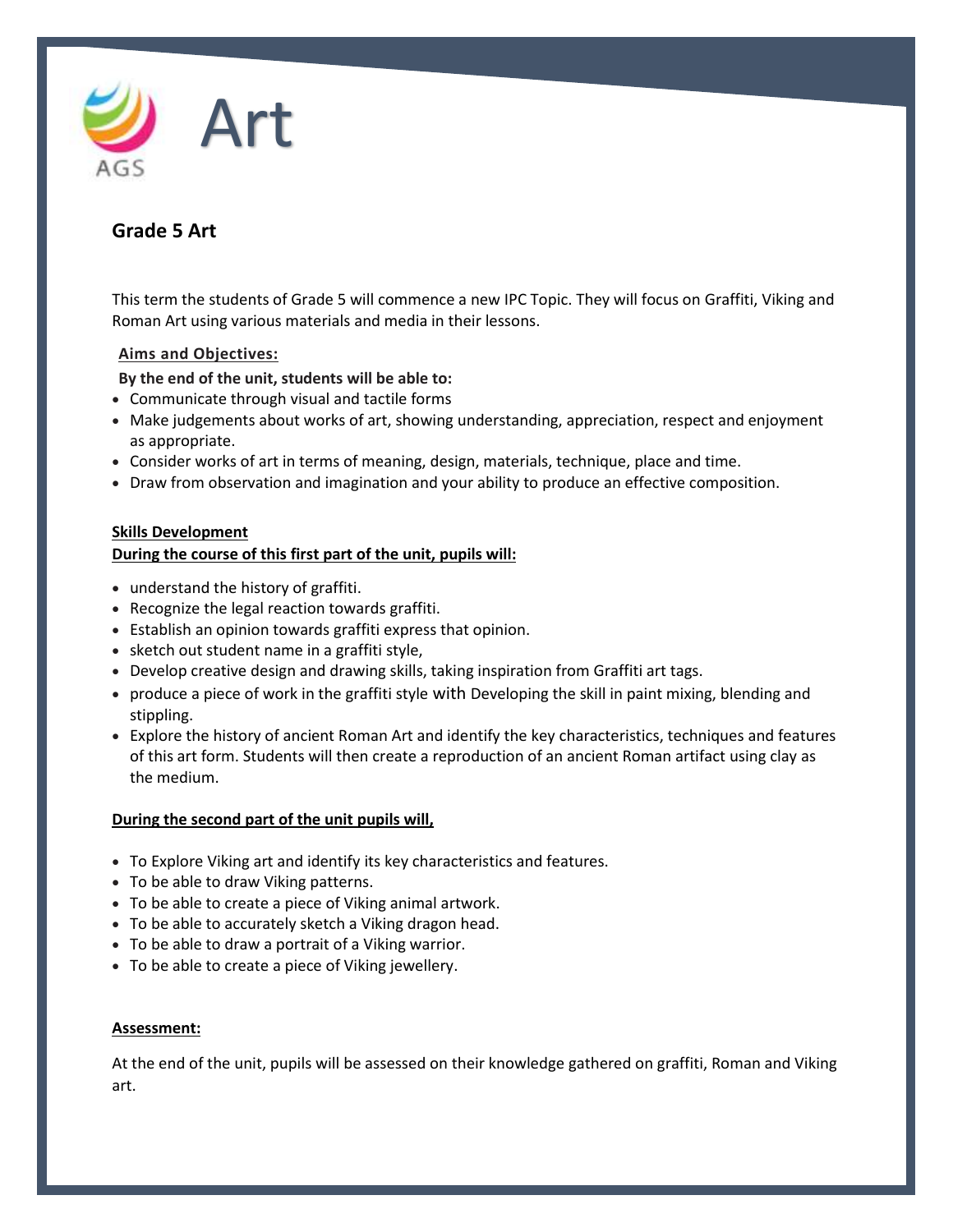# Art

## Grade 5 Art

This term the students of Grade 5 will commence a new IPC Topic. They will focus on Graffiti, Viking and Roman Art using various materials and media in their lessons.

**Aims and Objectives:**

**By the end of the unit, students will be able to:**

- Communicate through visual and tactile forms
- Make judgements about works of art, showing understanding, appreciation, respect and enjoyment as appropriate.
- Consider works of art in terms of meaning, design, materials, technique, place and time.
- Draw from observation and imagination and your ability to produce an effective composition.

**Skills Development**

**During the course of this first part of the unit, pupils will:**

- understand the history of graffiti.
- Recognize the legal reaction towards graffiti.
- Establish an opinion towards graffiti express that opinion.
- sketch out student name in a graffiti style,
- Develop creative design and drawing skills, taking inspiration from Graffiti art tags.
- produce a piece of work in the graffiti style with Developing the skill in paint mixing, blending and stippling.
- Explore the history of ancient Roman Art and identify the key characteristics, techniques and features of this art form. Students will then create a reproduction of an ancient Roman artifact using clay as the medium.

**During the second part of the unit pupils will,**

- To Explore Viking art and identify its key characteristics and features.
- To be able to draw Viking patterns.
- To be able to create a piece of Viking animal artwork.
- To be able to accurately sketch a Viking dragon head.
- To be able to draw a portrait of a Viking warrior.
- To be able to create a piece of Viking jewellery.

**Assessment:**

At the end of the unit, pupils will be assessed on their knowledge gathered on graffiti, Roman and Viking art.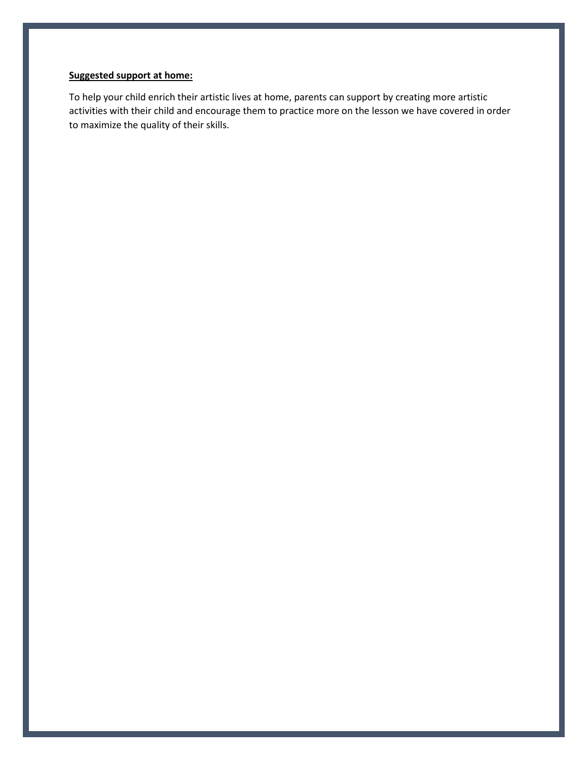**<u>Suggested support at home:</u>**

To help your child enrich their artistic lives at home, parents can support by creating more artistic activities with their child and encourage them to practice more on the lesson we have covered in order to maximize the quality of their skills.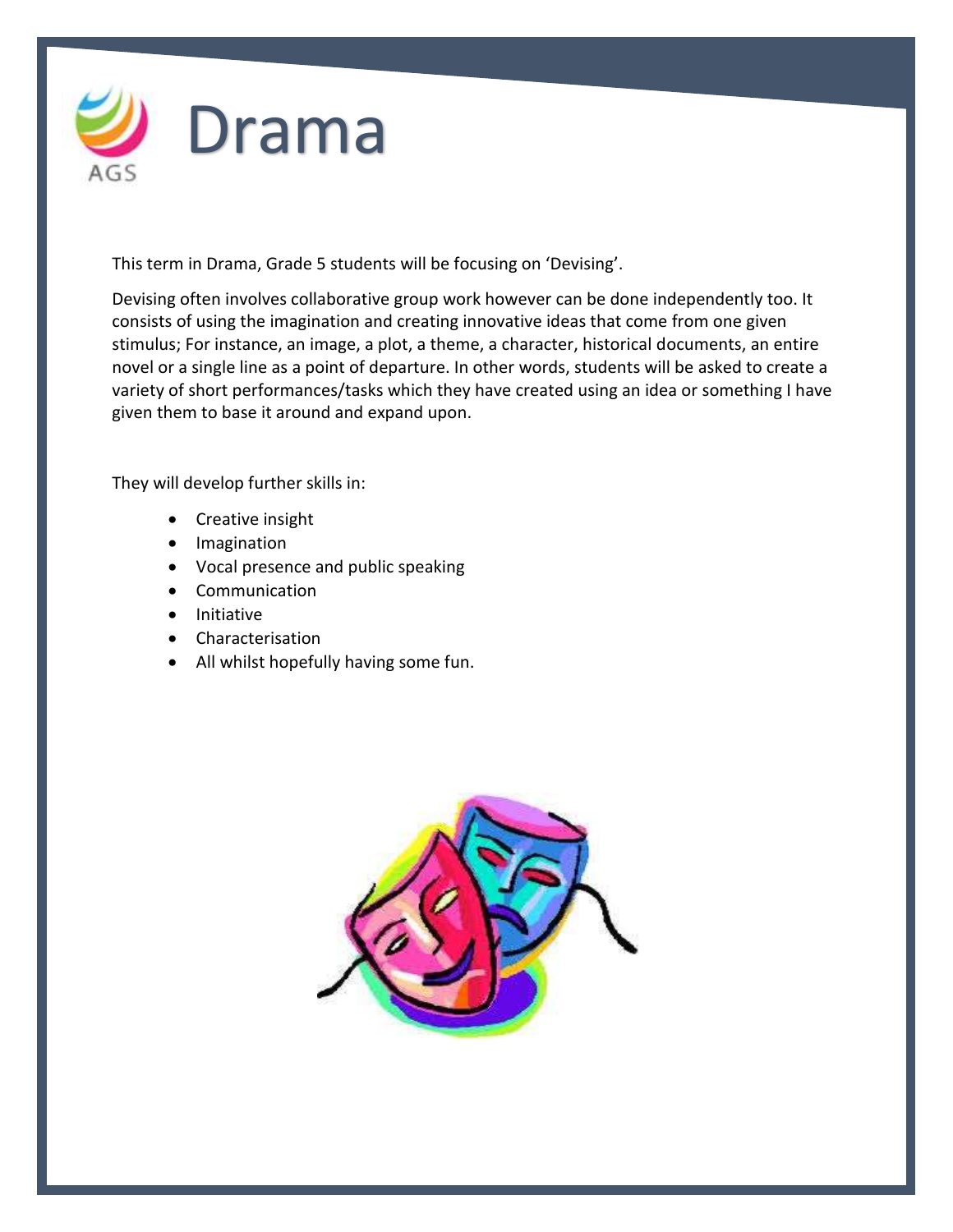# Drama

This term in Drama, Grade 5 students will be focusing on 'Devising'.

Devising often involves collaborative group work however can be done independently too. It consists of using the imagination and creating innovative ideas that come from one given stimulus; For instance, an image, a plot, a theme, a character, historical documents, an entire novel or a single line as a point of departure. In other words, students will be asked to create a variety of short performances/tasks which they have created using an idea or something I have given them to base it around and expand upon.

They will develop further skills in:

- Creative insight
- Imagination
- Vocal presence and public speaking
- Communication
- Initiative
- Characterisation
- All whilst hopefully having some fun.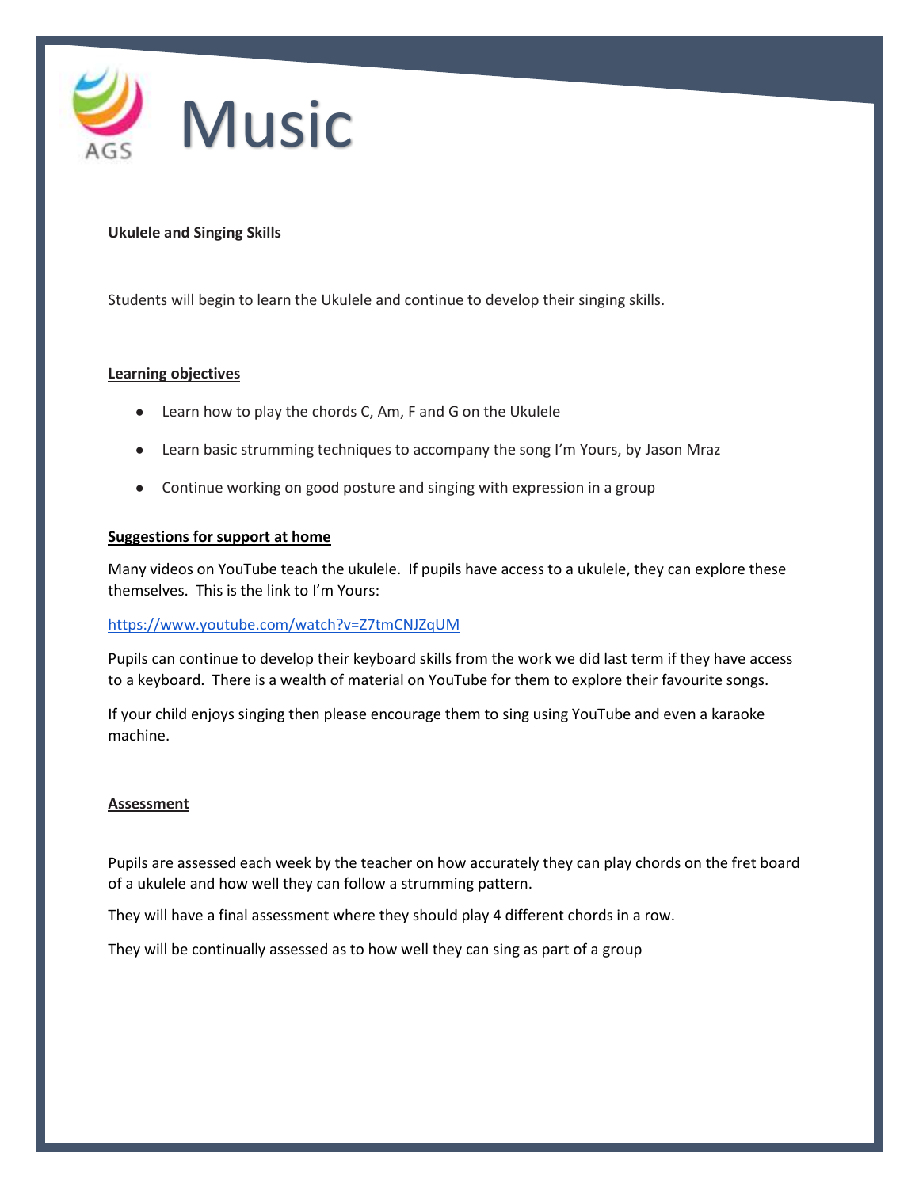# Music

**Ukulele and Singing Skills**

Students will begin to learn the Ukulele and continue to develop their singing skills.

**Learning objectives**

- Learn how to play the chords C, Am, F and G on the Ukulele
- Learn basic strumming techniques to accompany the song I'm Yours, by Jason Mraz
- Continue working on good posture and singing with expression in a group

**Suggestions for support at home**

Many videos on YouTube teach the ukulele. If pupils have access to a ukulele, they can explore these themselves. This is the link to I'm Yours:

https://www.youtube.com/watch?v=Z7tmCNJZqUM

Pupils can continue to develop their keyboard skills from the work we did last term if they have access to a keyboard. There is a wealth of material on YouTube for them to explore their favourite songs.

If your child enjoys singing then please encourage them to sing using YouTube and even a karaoke machine.

**Assessment**

Pupils are assessed each week by the teacher on how accurately they can play chords on the fret board of a ukulele and how well they can follow a strumming pattern.

They will have a final assessment where they should play 4 different chords in a row.

They will be continually assessed as to how well they can sing as part of a group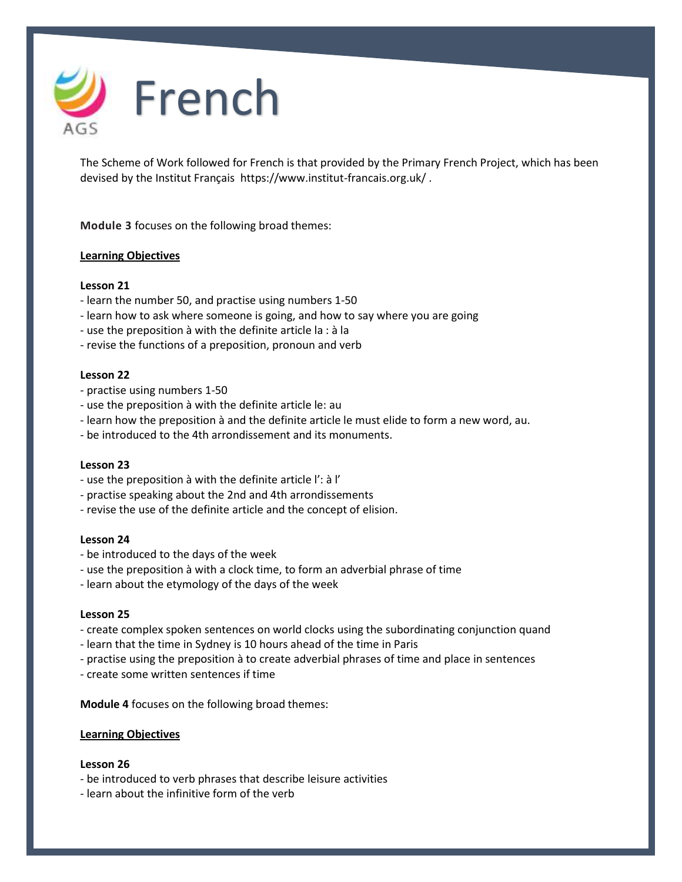# French

The Scheme of Work followed for French is that provided by the Primary French Project, which has been devised by the Institut Français https://www.institut-francais.org.uk/ .

**Module 3** focuses on the following broad themes:

**Learning Objectives**

**Lesson 21**

- learn the number 50, and practise using numbers 1-50
- learn how to ask where someone is going, and how to say where you are going
- use the preposition à with the definite article la : à la
- revise the functions of a preposition, pronoun and verb

**Lesson 22**

- practise using numbers 1-50
- use the preposition à with the definite article le: au
- learn how the preposition à and the definite article le must elide to form a new word, au.
- be introduced to the 4th arrondissement and its monuments.

**Lesson 23**

- use the preposition à with the definite article l': à l'
- practise speaking about the 2nd and 4th arrondissements
- revise the use of the definite article and the concept of elision.

**Lesson 24**

- be introduced to the days of the week
- use the preposition à with a clock time, to form an adverbial phrase of time
- learn about the etymology of the days of the week

**Lesson 25**

- create complex spoken sentences on world clocks using the subordinating conjunction quand
- learn that the time in Sydney is 10 hours ahead of the time in Paris
- practise using the preposition à to create adverbial phrases of time and place in sentences
- create some written sentences if time

**Module 4** focuses on the following broad themes:

**Learning Objectives**

**Lesson 26**

- be introduced to verb phrases that describe leisure activities
- learn about the infinitive form of the verb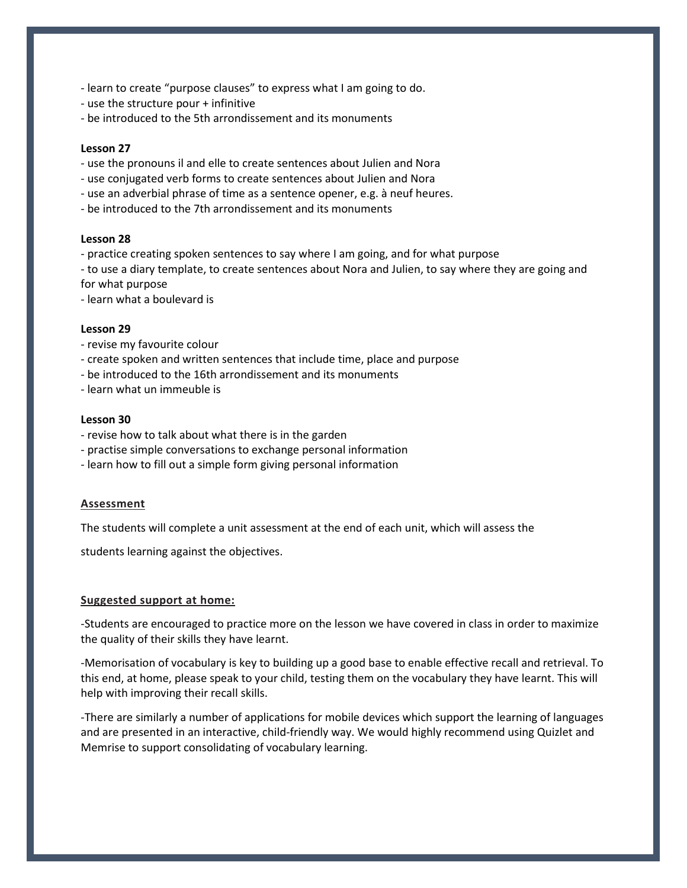- learn to create “purpose clauses” to express what I am going to do.
- use the structure pour + infinitive
- be introduced to the 5th arrondissement and its monuments

**Lesson 27**

- use the pronouns il and elle to create sentences about Julien and Nora
- use conjugated verb forms to create sentences about Julien and Nora
- use an adverbial phrase of time as a sentence opener, e.g. à neuf heures.
- be introduced to the 7th arrondissement and its monuments

**Lesson 28**

- practice creating spoken sentences to say where I am going, and for what purpose
- to use a diary template, to create sentences about Nora and Julien, to say where they are going and for what purpose
- learn what a boulevard is

**Lesson 29**

- revise my favourite colour
- create spoken and written sentences that include time, place and purpose
- be introduced to the 16th arrondissement and its monuments
- learn what un immeuble is

**Lesson 30**

- revise how to talk about what there is in the garden
- practise simple conversations to exchange personal information
- learn how to fill out a simple form giving personal information

**Assessment**

The students will complete a unit assessment at the end of each unit, which will assess the students learning against the objectives.

**Suggested support at home:**

-Students are encouraged to practice more on the lesson we have covered in class in order to maximize the quality of their skills they have learnt.

-Memorisation of vocabulary is key to building up a good base to enable effective recall and retrieval. To this end, at home, please speak to your child, testing them on the vocabulary they have learnt. This will help with improving their recall skills.

-There are similarly a number of applications for mobile devices which support the learning of languages and are presented in an interactive, child-friendly way. We would highly recommend using Quizlet and Memrise to support consolidating of vocabulary learning.